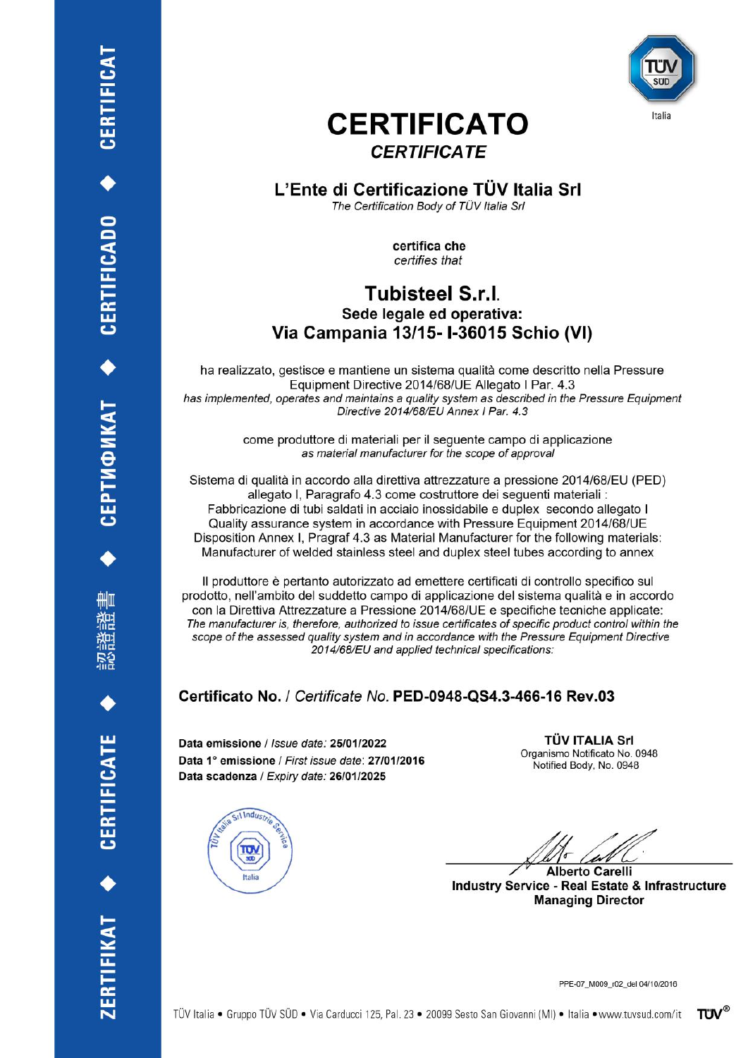CERTIFICAT ◆ CERTIFICADO ◆ СЕРТИФИКАТ ◆ 認證證書 ◆ CERTIFICATE ◆ ZERTIFIKAT

Italia

# CERTIFICATO

## *CERTIFICATE*

### L'Ente di Certificazione TÜV Italia Srl

*The Certification Body of TÜV Italia Srl*

**certifica che**
*certifies that*

## Tubisteel S.r.l.

### Sede legale ed operativa:
### Via Campania 13/15- I-36015 Schio (VI)

ha realizzato, gestisce e mantiene un sistema qualità come descritto nella Pressure Equipment Directive 2014/68/UE Allegato I Par. 4.3
*has implemented, operates and maintains a quality system as described in the Pressure Equipment Directive 2014/68/EU Annex I Par. 4.3*

come produttore di materiali per il seguente campo di applicazione
*as material manufacturer for the scope of approval*

Sistema di qualità in accordo alla direttiva attrezzature a pressione 2014/68/EU (PED) allegato I, Paragrafo 4.3 come costruttore dei seguenti materiali :
Fabbricazione di tubi saldati in acciaio inossidabile e duplex secondo allegato I
Quality assurance system in accordance with Pressure Equipment 2014/68/UE Disposition Annex I, Pragraf 4.3 as Material Manufacturer for the following materials:
Manufacturer of welded stainless steel and duplex steel tubes according to annex

Il produttore è pertanto autorizzato ad emettere certificati di controllo specifico sul prodotto, nell'ambito del suddetto campo di applicazione del sistema qualità e in accordo con la Direttiva Attrezzature a Pressione 2014/68/UE e specifiche tecniche applicate:
*The manufacturer is, therefore, authorized to issue certificates of specific product control within the scope of the assessed quality system and in accordance with the Pressure Equipment Directive 2014/68/EU and applied technical specifications:*

**Certificato No.** / *Certificate No.* **PED-0948-QS4.3-466-16 Rev.03**

**Data emissione** / *Issue date:* **25/01/2022**
**Data 1° emissione** / *First issue date*: **27/01/2016**
**Data scadenza** / *Expiry date:* **26/01/2025**

**TÜV ITALIA Srl**
Organismo Notificato No. 0948
Notified Body, No. 0948

TÜV Italia Srl Industrie Service — Italia

**Alberto Carelli**
**Industry Service - Real Estate & Infrastructure**
**Managing Director**

PPE-07_M009_r02_del 04/10/2016

TÜV Italia • Gruppo TÜV SÜD • Via Carducci 125, Pal. 23 • 20099 Sesto San Giovanni (MI) • Italia • www.tuvsud.com/it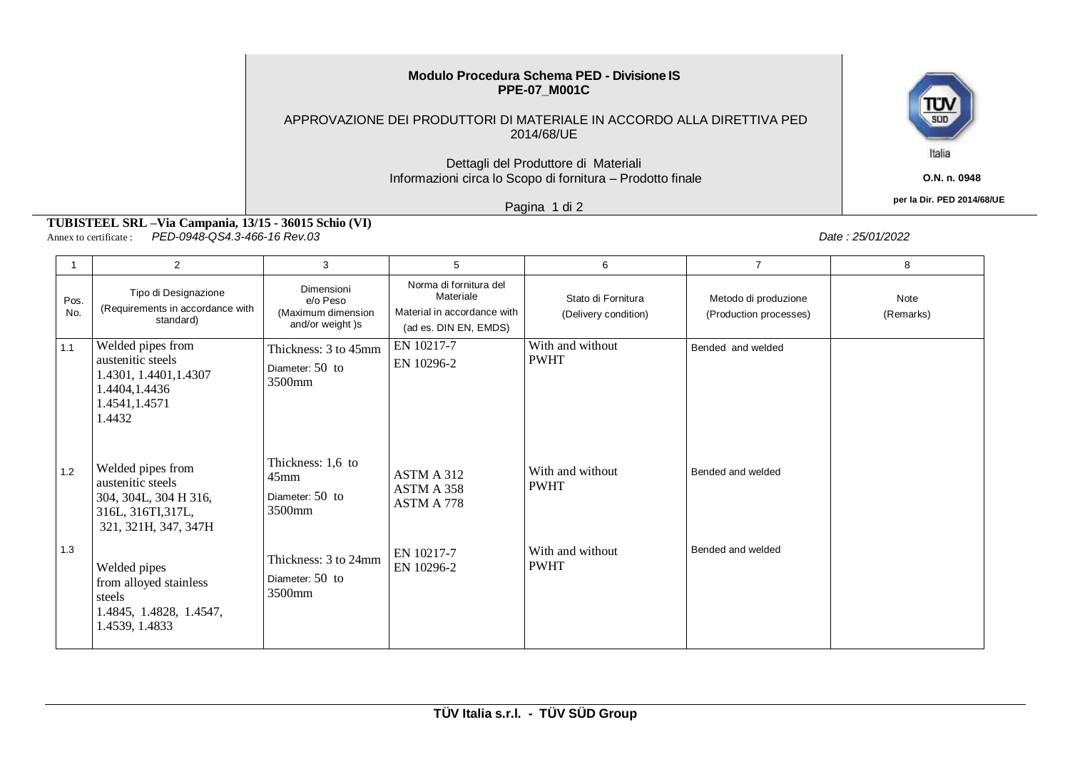**Modulo Procedura Schema PED - Divisione IS**
**PPE-07_M001C**

APPROVAZIONE DEI PRODUTTORI DI MATERIALE IN ACCORDO ALLA DIRETTIVA PED 2014/68/UE

Dettagli del Produttore di Materiali
Informazioni circa lo Scopo di fornitura – Prodotto finale

Italia

**O.N. n. 0948**

**per la Dir. PED 2014/68/UE**

**TUBISTEEL SRL –Via Campania, 13/15 - 36015 Schio (VI)**
Annex to certificate : *PED-0948-QS4.3-466-16 Rev.03*

*Date : 25/01/2022*

| 1 | 2 | 3 | 5 | 6 | 7 | 8 |
|---|---|---|---|---|---|---|
| Pos. No. | Tipo di Designazione (Requirements in accordance with standard) | Dimensioni e/o Peso (Maximum dimension and/or weight )s | Norma di fornitura del Materiale Material in accordance with (ad es. DIN EN, EMDS) | Stato di Fornitura (Delivery condition) | Metodo di produzione (Production processes) | Note (Remarks) |
| 1.1 | Welded pipes from austenitic steels 1.4301, 1.4401,1.4307 1.4404,1.4436 1.4541,1.4571 1.4432 | Thickness: 3 to 45mm Diameter: 50 to 3500mm | EN 10217-7 EN 10296-2 | With and without PWHT | Bended and welded | |
| 1.2 | Welded pipes from austenitic steels 304, 304L, 304 H 316, 316L, 316TI,317L, 321, 321H, 347, 347H | Thickness: 1,6 to 45mm Diameter: 50 to 3500mm | ASTM A 312 ASTM A 358 ASTM A 778 | With and without PWHT | Bended and welded | |
| 1.3 | Welded pipes from alloyed stainless steels 1.4845, 1.4828, 1.4547, 1.4539, 1.4833 | Thickness: 3 to 24mm Diameter: 50 to 3500mm | EN 10217-7 EN 10296-2 | With and without PWHT | Bended and welded | |

TÜV Italia s.r.l. - TÜV SÜD Group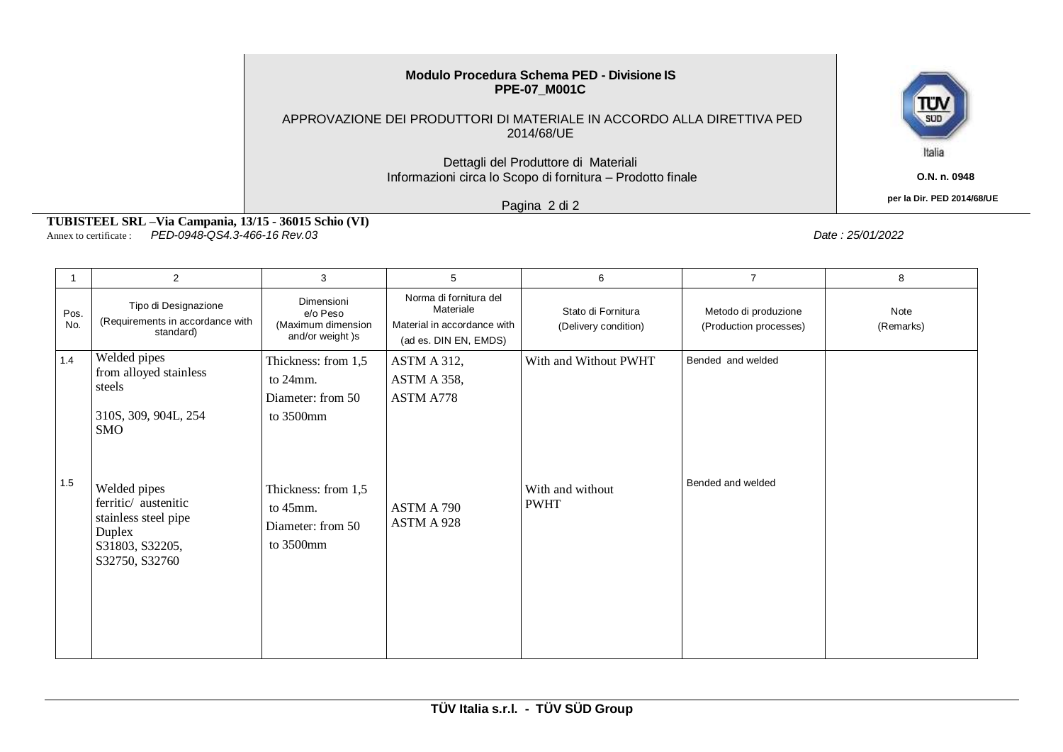**Modulo Procedura Schema PED - Divisione IS**
**PPE-07_M001C**

APPROVAZIONE DEI PRODUTTORI DI MATERIALE IN ACCORDO ALLA DIRETTIVA PED 2014/68/UE

Dettagli del Produttore di Materiali
Informazioni circa lo Scopo di fornitura – Prodotto finale

TÜV SÜD Italia

**O.N. n. 0948**

**per la Dir. PED 2014/68/UE**

**TUBISTEEL SRL –Via Campania, 13/15 - 36015 Schio (VI)**
Annex to certificate : *PED-0948-QS4.3-466-16 Rev.03*

*Date : 25/01/2022*

| 1 | 2 | 3 | 5 | 6 | 7 | 8 |
|---|---|---|---|---|---|---|
| Pos. No. | Tipo di Designazione (Requirements in accordance with standard) | Dimensioni e/o Peso (Maximum dimension and/or weight )s | Norma di fornitura del Materiale Material in accordance with (ad es. DIN EN, EMDS) | Stato di Fornitura (Delivery condition) | Metodo di produzione (Production processes) | Note (Remarks) |
| 1.4 | Welded pipes from alloyed stainless steels<br><br>310S, 309, 904L, 254 SMO | Thickness: from 1,5 to 24mm.<br>Diameter: from 50 to 3500mm | ASTM A 312,<br>ASTM A 358,<br>ASTM A778 | With and Without PWHT | Bended and welded | |
| 1.5 | Welded pipes ferritic/ austenitic stainless steel pipe Duplex S31803, S32205, S32750, S32760 | Thickness: from 1,5 to 45mm.<br>Diameter: from 50 to 3500mm | ASTM A 790<br>ASTM A 928 | With and without PWHT | Bended and welded | |

**TÜV Italia s.r.l. - TÜV SÜD Group**